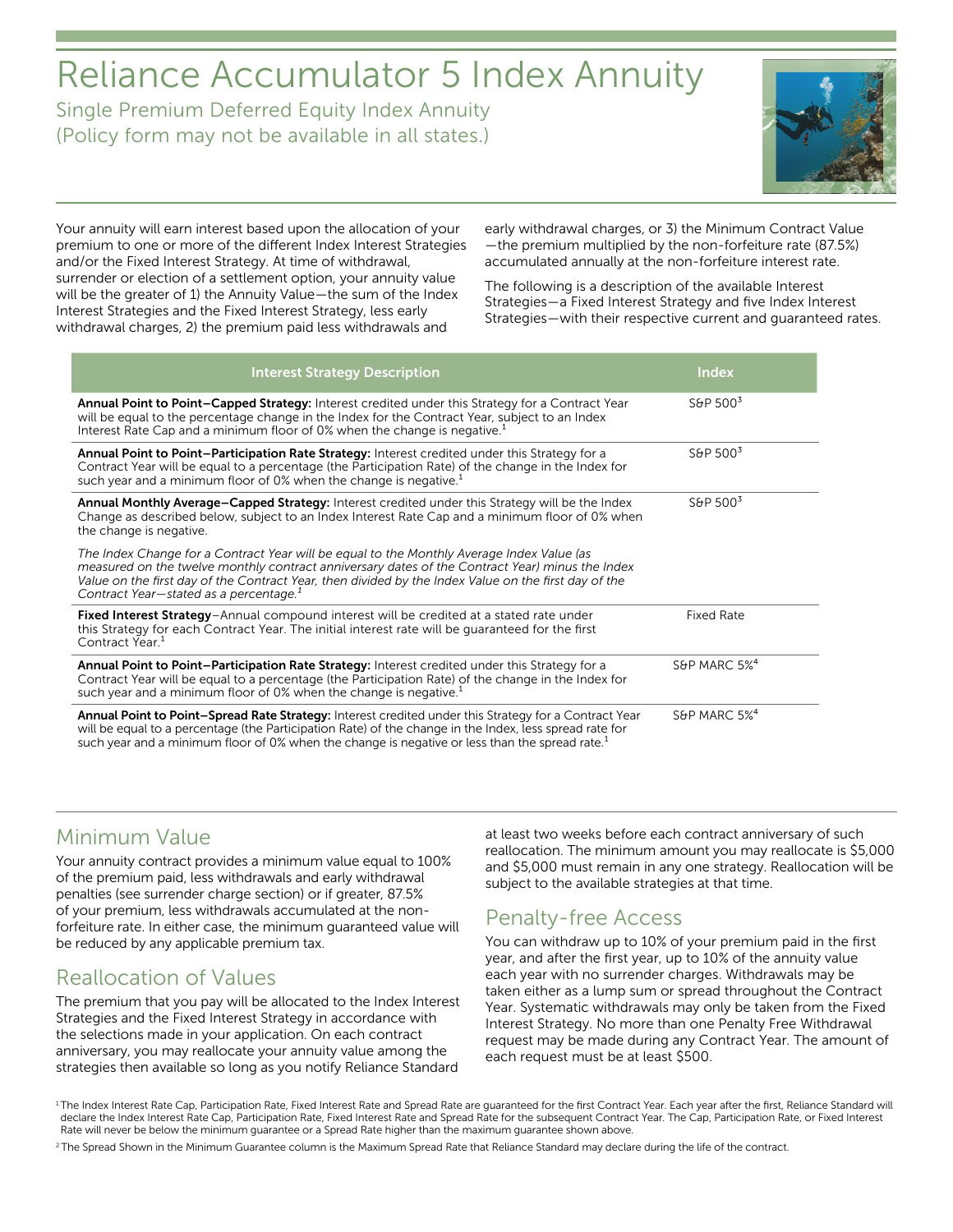# Reliance Accumulator 5 Index Annuity

Single Premium Deferred Equity Index Annuity
(Policy form may not be available in all states.)

Your annuity will earn interest based upon the allocation of your premium to one or more of the different Index Interest Strategies and/or the Fixed Interest Strategy. At time of withdrawal, surrender or election of a settlement option, your annuity value will be the greater of 1) the Annuity Value—the sum of the Index Interest Strategies and the Fixed Interest Strategy, less early withdrawal charges, 2) the premium paid less withdrawals and early withdrawal charges, or 3) the Minimum Contract Value—the premium multiplied by the non-forfeiture rate (87.5%) accumulated annually at the non-forfeiture interest rate.

The following is a description of the available Interest Strategies—a Fixed Interest Strategy and five Index Interest Strategies—with their respective current and guaranteed rates.

| Interest Strategy Description | Index |
|---|---|
| **Annual Point to Point–Capped Strategy:** Interest credited under this Strategy for a Contract Year will be equal to the percentage change in the Index for the Contract Year, subject to an Index Interest Rate Cap and a minimum floor of 0% when the change is negative.[1] | S&P 500[3] |
| **Annual Point to Point–Participation Rate Strategy:** Interest credited under this Strategy for a Contract Year will be equal to a percentage (the Participation Rate) of the change in the Index for such year and a minimum floor of 0% when the change is negative.[1] | S&P 500[3] |
| **Annual Monthly Average–Capped Strategy:** Interest credited under this Strategy will be the Index Change as described below, subject to an Index Interest Rate Cap and a minimum floor of 0% when the change is negative. *The Index Change for a Contract Year will be equal to the Monthly Average Index Value (as measured on the twelve monthly contract anniversary dates of the Contract Year) minus the Index Value on the first day of the Contract Year, then divided by the Index Value on the first day of the Contract Year—stated as a percentage.*[1] | S&P 500[3] |
| **Fixed Interest Strategy**–Annual compound interest will be credited at a stated rate under this Strategy for each Contract Year. The initial interest rate will be guaranteed for the first Contract Year.[1] | Fixed Rate |
| **Annual Point to Point–Participation Rate Strategy:** Interest credited under this Strategy for a Contract Year will be equal to a percentage (the Participation Rate) of the change in the Index for such year and a minimum floor of 0% when the change is negative.[1] | S&P MARC 5%[4] |
| **Annual Point to Point–Spread Rate Strategy:** Interest credited under this Strategy for a Contract Year will be equal to a percentage (the Participation Rate) of the change in the Index, less spread rate for such year and a minimum floor of 0% when the change is negative or less than the spread rate.[1] | S&P MARC 5%[4] |

## Minimum Value

Your annuity contract provides a minimum value equal to 100% of the premium paid, less withdrawals and early withdrawal penalties (see surrender charge section) or if greater, 87.5% of your premium, less withdrawals accumulated at the non-forfeiture rate. In either case, the minimum guaranteed value will be reduced by any applicable premium tax.

## Reallocation of Values

The premium that you pay will be allocated to the Index Interest Strategies and the Fixed Interest Strategy in accordance with the selections made in your application. On each contract anniversary, you may reallocate your annuity value among the strategies then available so long as you notify Reliance Standard at least two weeks before each contract anniversary of such reallocation. The minimum amount you may reallocate is $5,000 and $5,000 must remain in any one strategy. Reallocation will be subject to the available strategies at that time.

## Penalty-free Access

You can withdraw up to 10% of your premium paid in the first year, and after the first year, up to 10% of the annuity value each year with no surrender charges. Withdrawals may be taken either as a lump sum or spread throughout the Contract Year. Systematic withdrawals may only be taken from the Fixed Interest Strategy. No more than one Penalty Free Withdrawal request may be made during any Contract Year. The amount of each request must be at least $500.

[1] The Index Interest Rate Cap, Participation Rate, Fixed Interest Rate and Spread Rate are guaranteed for the first Contract Year. Each year after the first, Reliance Standard will declare the Index Interest Rate Cap, Participation Rate, Fixed Interest Rate and Spread Rate for the subsequent Contract Year. The Cap, Participation Rate, or Fixed Interest Rate will never be below the minimum guarantee or a Spread Rate higher than the maximum guarantee shown above.

[2] The Spread Shown in the Minimum Guarantee column is the Maximum Spread Rate that Reliance Standard may declare during the life of the contract.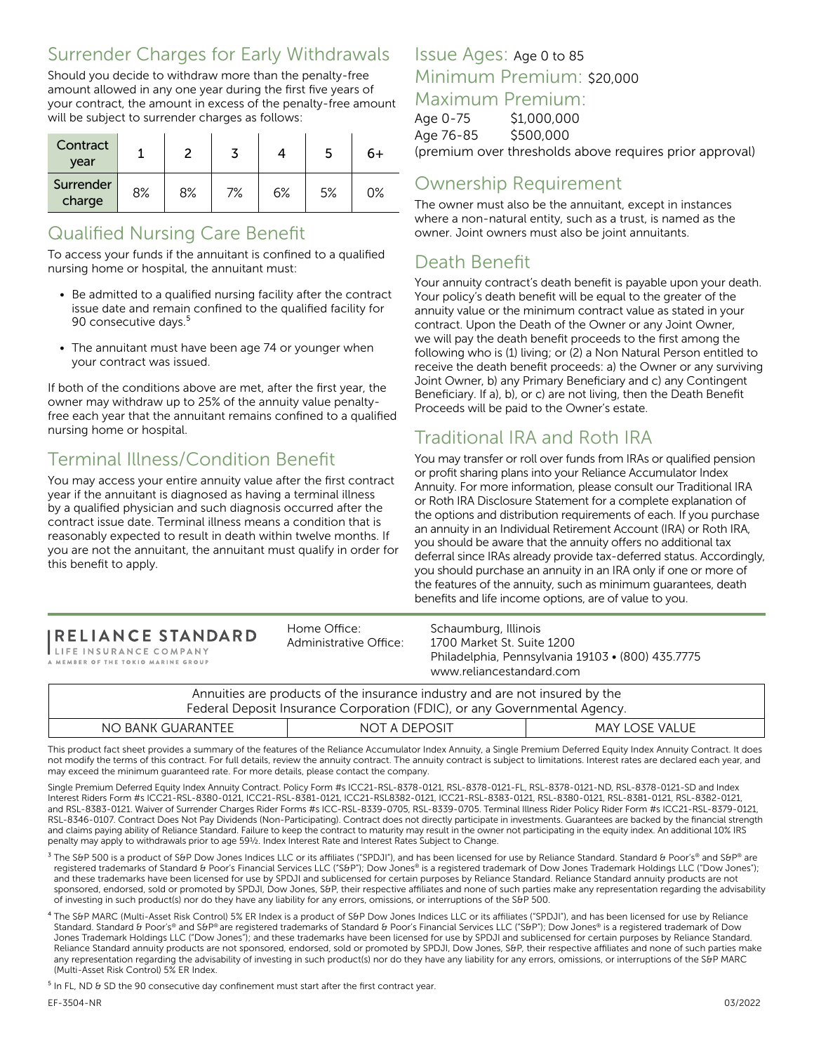## Surrender Charges for Early Withdrawals

Should you decide to withdraw more than the penalty-free amount allowed in any one year during the first five years of your contract, the amount in excess of the penalty-free amount will be subject to surrender charges as follows:

| Contract year | 1 | 2 | 3 | 4 | 5 | 6+ |
|---|---|---|---|---|---|---|
| Surrender charge | 8% | 8% | 7% | 6% | 5% | 0% |

## Qualified Nursing Care Benefit

To access your funds if the annuitant is confined to a qualified nursing home or hospital, the annuitant must:

- Be admitted to a qualified nursing facility after the contract issue date and remain confined to the qualified facility for 90 consecutive days.[5]
- The annuitant must have been age 74 or younger when your contract was issued.

If both of the conditions above are met, after the first year, the owner may withdraw up to 25% of the annuity value penalty-free each year that the annuitant remains confined to a qualified nursing home or hospital.

## Terminal Illness/Condition Benefit

You may access your entire annuity value after the first contract year if the annuitant is diagnosed as having a terminal illness by a qualified physician and such diagnosis occurred after the contract issue date. Terminal illness means a condition that is reasonably expected to result in death within twelve months. If you are not the annuitant, the annuitant must qualify in order for this benefit to apply.

## Issue Ages: Age 0 to 85

## Minimum Premium: $20,000

## Maximum Premium:

Age 0-75 $1,000,000
Age 76-85 $500,000
(premium over thresholds above requires prior approval)

## Ownership Requirement

The owner must also be the annuitant, except in instances where a non-natural entity, such as a trust, is named as the owner. Joint owners must also be joint annuitants.

## Death Benefit

Your annuity contract's death benefit is payable upon your death. Your policy's death benefit will be equal to the greater of the annuity value or the minimum contract value as stated in your contract. Upon the Death of the Owner or any Joint Owner, we will pay the death benefit proceeds to the first among the following who is (1) living; or (2) a Non Natural Person entitled to receive the death benefit proceeds: a) the Owner or any surviving Joint Owner, b) any Primary Beneficiary and c) any Contingent Beneficiary. If a), b), or c) are not living, then the Death Benefit Proceeds will be paid to the Owner's estate.

## Traditional IRA and Roth IRA

You may transfer or roll over funds from IRAs or qualified pension or profit sharing plans into your Reliance Accumulator Index Annuity. For more information, please consult our Traditional IRA or Roth IRA Disclosure Statement for a complete explanation of the options and distribution requirements of each. If you purchase an annuity in an Individual Retirement Account (IRA) or Roth IRA, you should be aware that the annuity offers no additional tax deferral since IRAs already provide tax-deferred status. Accordingly, you should purchase an annuity in an IRA only if one or more of the features of the annuity, such as minimum guarantees, death benefits and life income options, are of value to you.

RELIANCE STANDARD
LIFE INSURANCE COMPANY
A MEMBER OF THE TOKIO MARINE GROUP

Home Office: Schaumburg, Illinois
Administrative Office: 1700 Market St. Suite 1200
Philadelphia, Pennsylvania 19103 • (800) 435.7775
www.reliancestandard.com

Annuities are products of the insurance industry and are not insured by the Federal Deposit Insurance Corporation (FDIC), or any Governmental Agency.

| NO BANK GUARANTEE | NOT A DEPOSIT | MAY LOSE VALUE |
|---|---|---|

This product fact sheet provides a summary of the features of the Reliance Accumulator Index Annuity, a Single Premium Deferred Equity Index Annuity Contract. It does not modify the terms of this contract. For full details, review the annuity contract. The annuity contract is subject to limitations. Interest rates are declared each year, and may exceed the minimum guaranteed rate. For more details, please contact the company.

Single Premium Deferred Equity Index Annuity Contract. Policy Form #s ICC21-RSL-8378-0121, RSL-8378-0121-FL, RSL-8378-0121-ND, RSL-8378-0121-SD and Index Interest Riders Form #s ICC21-RSL-8380-0121, ICC21-RSL-8381-0121, ICC21-RSL8382-0121, ICC21-RSL-8383-0121, RSL-8380-0121, RSL-8381-0121, RSL-8382-0121, and RSL-8383-0121. Waiver of Surrender Charges Rider Forms #s ICC-RSL-8339-0705, RSL-8339-0705. Terminal Illness Rider Policy Rider Form #s ICC21-RSL-8379-0121, RSL-8346-0107. Contract Does Not Pay Dividends (Non-Participating). Contract does not directly participate in investments. Guarantees are backed by the financial strength and claims paying ability of Reliance Standard. Failure to keep the contract to maturity may result in the owner not participating in the equity index. An additional 10% IRS penalty may apply to withdrawals prior to age 59½. Index Interest Rate and Interest Rates Subject to Change.

[3] The S&P 500 is a product of S&P Dow Jones Indices LLC or its affiliates ("SPDJI"), and has been licensed for use by Reliance Standard. Standard & Poor's® and S&P® are registered trademarks of Standard & Poor's Financial Services LLC ("S&P"); Dow Jones® is a registered trademark of Dow Jones Trademark Holdings LLC ("Dow Jones"); and these trademarks have been licensed for use by SPDJI and sublicensed for certain purposes by Reliance Standard. Reliance Standard annuity products are not sponsored, endorsed, sold or promoted by SPDJI, Dow Jones, S&P, their respective affiliates and none of such parties make any representation regarding the advisability of investing in such product(s) nor do they have any liability for any errors, omissions, or interruptions of the S&P 500.

[4] The S&P MARC (Multi-Asset Risk Control) 5% ER Index is a product of S&P Dow Jones Indices LLC or its affiliates ("SPDJI"), and has been licensed for use by Reliance Standard. Standard & Poor's® and S&P® are registered trademarks of Standard & Poor's Financial Services LLC ("S&P"); Dow Jones® is a registered trademark of Dow Jones Trademark Holdings LLC ("Dow Jones"); and these trademarks have been licensed for use by SPDJI and sublicensed for certain purposes by Reliance Standard. Reliance Standard annuity products are not sponsored, endorsed, sold or promoted by SPDJI, Dow Jones, S&P, their respective affiliates and none of such parties make any representation regarding the advisability of investing in such product(s) nor do they have any liability for any errors, omissions, or interruptions of the S&P MARC (Multi-Asset Risk Control) 5% ER Index.

[5] In FL, ND & SD the 90 consecutive day confinement must start after the first contract year.

EF-3504-NR 03/2022